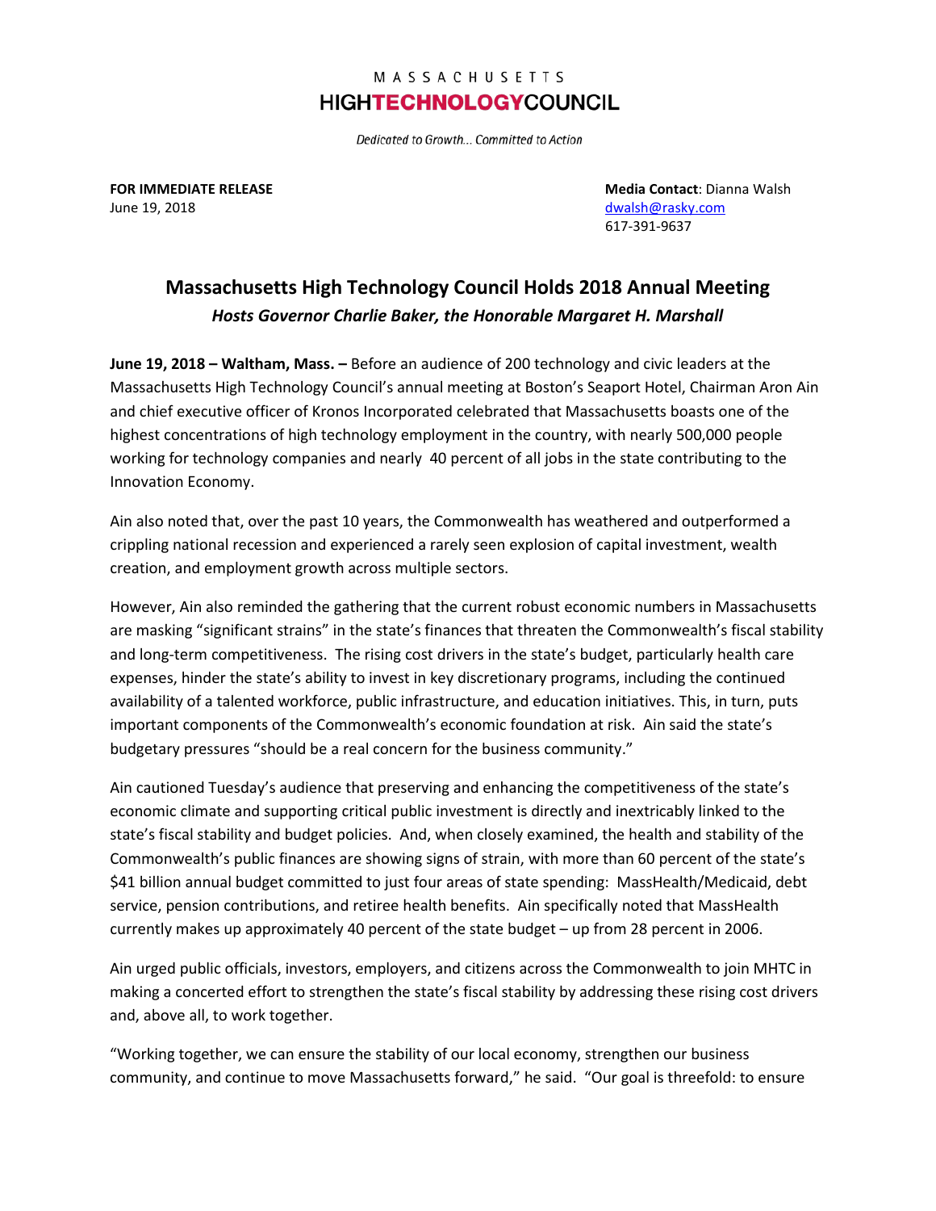MASSACHUSETTS
**HIGHTECHNOLOGYCOUNCIL**

*Dedicated to Growth... Committed to Action*

**FOR IMMEDIATE RELEASE**
June 19, 2018

**Media Contact**: Dianna Walsh
dwalsh@rasky.com
617-391-9637

# Massachusetts High Technology Council Holds 2018 Annual Meeting

***Hosts Governor Charlie Baker, the Honorable Margaret H. Marshall***

**June 19, 2018 – Waltham, Mass. –** Before an audience of 200 technology and civic leaders at the Massachusetts High Technology Council's annual meeting at Boston's Seaport Hotel, Chairman Aron Ain and chief executive officer of Kronos Incorporated celebrated that Massachusetts boasts one of the highest concentrations of high technology employment in the country, with nearly 500,000 people working for technology companies and nearly 40 percent of all jobs in the state contributing to the Innovation Economy.

Ain also noted that, over the past 10 years, the Commonwealth has weathered and outperformed a crippling national recession and experienced a rarely seen explosion of capital investment, wealth creation, and employment growth across multiple sectors.

However, Ain also reminded the gathering that the current robust economic numbers in Massachusetts are masking "significant strains" in the state's finances that threaten the Commonwealth's fiscal stability and long-term competitiveness. The rising cost drivers in the state's budget, particularly health care expenses, hinder the state's ability to invest in key discretionary programs, including the continued availability of a talented workforce, public infrastructure, and education initiatives. This, in turn, puts important components of the Commonwealth's economic foundation at risk. Ain said the state's budgetary pressures "should be a real concern for the business community."

Ain cautioned Tuesday's audience that preserving and enhancing the competitiveness of the state's economic climate and supporting critical public investment is directly and inextricably linked to the state's fiscal stability and budget policies. And, when closely examined, the health and stability of the Commonwealth's public finances are showing signs of strain, with more than 60 percent of the state's $41 billion annual budget committed to just four areas of state spending: MassHealth/Medicaid, debt service, pension contributions, and retiree health benefits. Ain specifically noted that MassHealth currently makes up approximately 40 percent of the state budget – up from 28 percent in 2006.

Ain urged public officials, investors, employers, and citizens across the Commonwealth to join MHTC in making a concerted effort to strengthen the state's fiscal stability by addressing these rising cost drivers and, above all, to work together.

"Working together, we can ensure the stability of our local economy, strengthen our business community, and continue to move Massachusetts forward," he said. "Our goal is threefold: to ensure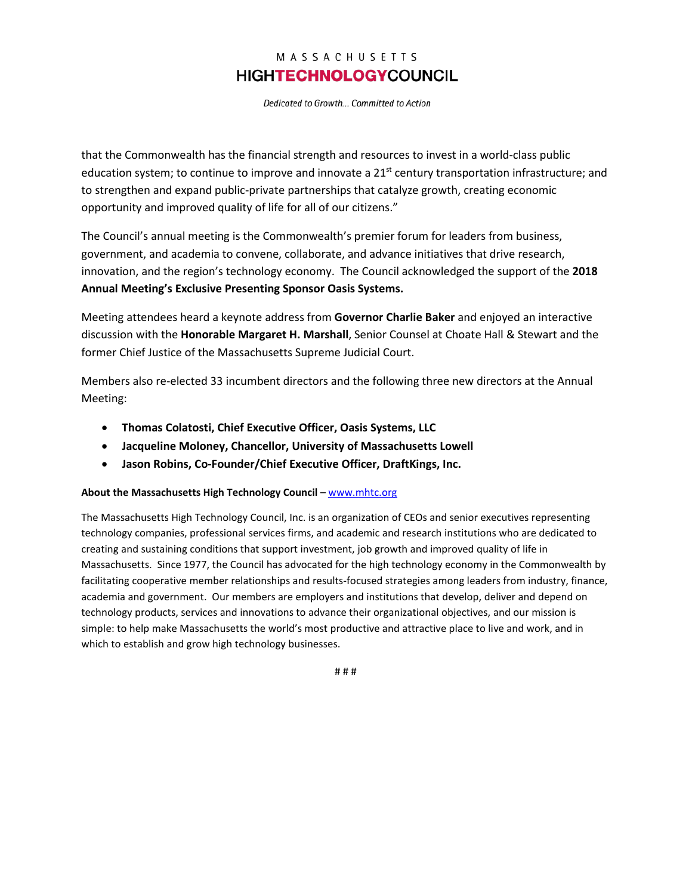that the Commonwealth has the financial strength and resources to invest in a world-class public education system; to continue to improve and innovate a 21st century transportation infrastructure; and to strengthen and expand public-private partnerships that catalyze growth, creating economic opportunity and improved quality of life for all of our citizens."

The Council's annual meeting is the Commonwealth's premier forum for leaders from business, government, and academia to convene, collaborate, and advance initiatives that drive research, innovation, and the region's technology economy. The Council acknowledged the support of the **2018 Annual Meeting's Exclusive Presenting Sponsor Oasis Systems.**

Meeting attendees heard a keynote address from **Governor Charlie Baker** and enjoyed an interactive discussion with the **Honorable Margaret H. Marshall**, Senior Counsel at Choate Hall & Stewart and the former Chief Justice of the Massachusetts Supreme Judicial Court.

Members also re-elected 33 incumbent directors and the following three new directors at the Annual Meeting:

- **Thomas Colatosti, Chief Executive Officer, Oasis Systems, LLC**
- **Jacqueline Moloney, Chancellor, University of Massachusetts Lowell**
- **Jason Robins, Co-Founder/Chief Executive Officer, DraftKings, Inc.**

**About the Massachusetts High Technology Council** – www.mhtc.org

The Massachusetts High Technology Council, Inc. is an organization of CEOs and senior executives representing technology companies, professional services firms, and academic and research institutions who are dedicated to creating and sustaining conditions that support investment, job growth and improved quality of life in Massachusetts. Since 1977, the Council has advocated for the high technology economy in the Commonwealth by facilitating cooperative member relationships and results-focused strategies among leaders from industry, finance, academia and government. Our members are employers and institutions that develop, deliver and depend on technology products, services and innovations to advance their organizational objectives, and our mission is simple: to help make Massachusetts the world's most productive and attractive place to live and work, and in which to establish and grow high technology businesses.

# # #